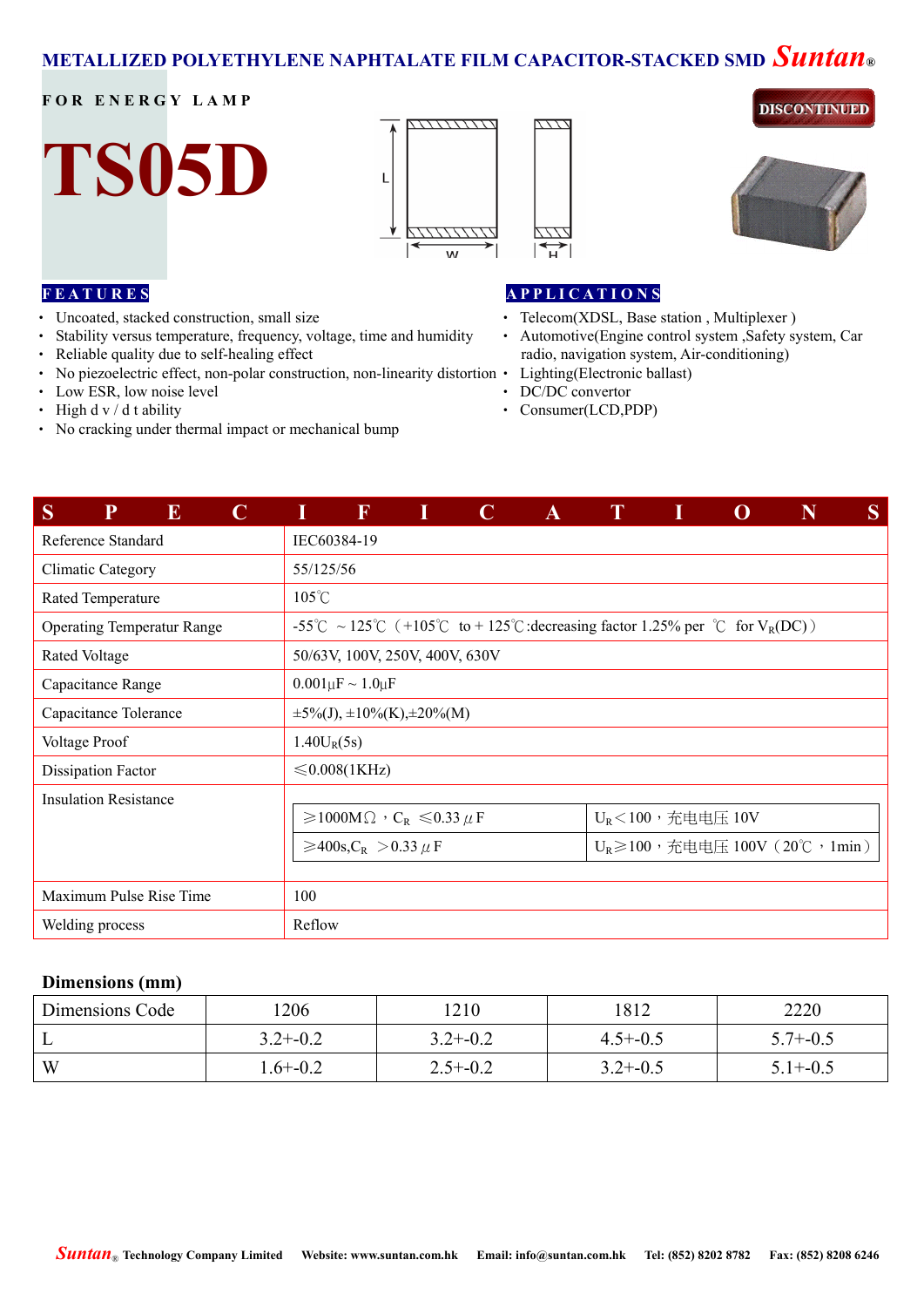# METALLIZED POLYETHYLENE NAPHTALATE FILM CAPACITOR-STACKED SMD Suntan®

FOR ENERGY LAMP

# TS05D

DISCONTINUED

L

W

H

## FEATURES

- Uncoated, stacked construction, small size
- Stability versus temperature, frequency, voltage, time and humidity
- Reliable quality due to self-healing effect
- No piezoelectric effect, non-polar construction, non-linearity distortion
- Low ESR, low noise level
- High d v / d t ability
- No cracking under thermal impact or mechanical bump

## APPLICATIONS

- Telecom(XDSL, Base station , Multiplexer )
- Automotive(Engine control system ,Safety system, Car radio, navigation system, Air-conditioning)
- Lighting(Electronic ballast)
- DC/DC convertor
- Consumer(LCD,PDP)

## SPECIFICATIONS

| Item | Value | |
|---|---|---|
| Reference Standard | IEC60384-19 | |
| Climatic Category | 55/125/56 | |
| Rated Temperature | 105℃ | |
| Operating Temperatur Range | -55℃ ～125℃（+105℃ to＋125℃:decreasing factor 1.25% per ℃ for $V_R$(DC)） | |
| Rated Voltage | 50/63V, 100V, 250V, 400V, 630V | |
| Capacitance Range | 0.001µF ~ 1.0µF | |
| Capacitance Tolerance | ±5%(J), ±10%(K),±20%(M) | |
| Voltage Proof | $1.40U_R$(5s) | |
| Dissipation Factor | ≤0.008(1KHz) | |
| Insulation Resistance | ≥1000MΩ，$C_R$ ≤0.33µF | $U_R$＜100，充电电压 10V |
| | ≥400s,$C_R$ ＞0.33µF | $U_R$≥100，充电电压 100V（20℃，1min） |
| Maximum Pulse Rise Time | 100 | |
| Welding process | Reflow | |

## Dimensions (mm)

| Dimensions Code | 1206 | 1210 | 1812 | 2220 |
|---|---|---|---|---|
| L | 3.2+-0.2 | 3.2+-0.2 | 4.5+-0.5 | 5.7+-0.5 |
| W | 1.6+-0.2 | 2.5+-0.2 | 3.2+-0.5 | 5.1+-0.5 |

Suntan® Technology Company Limited Website: www.suntan.com.hk Email: info@suntan.com.hk Tel: (852) 8202 8782 Fax: (852) 8208 6246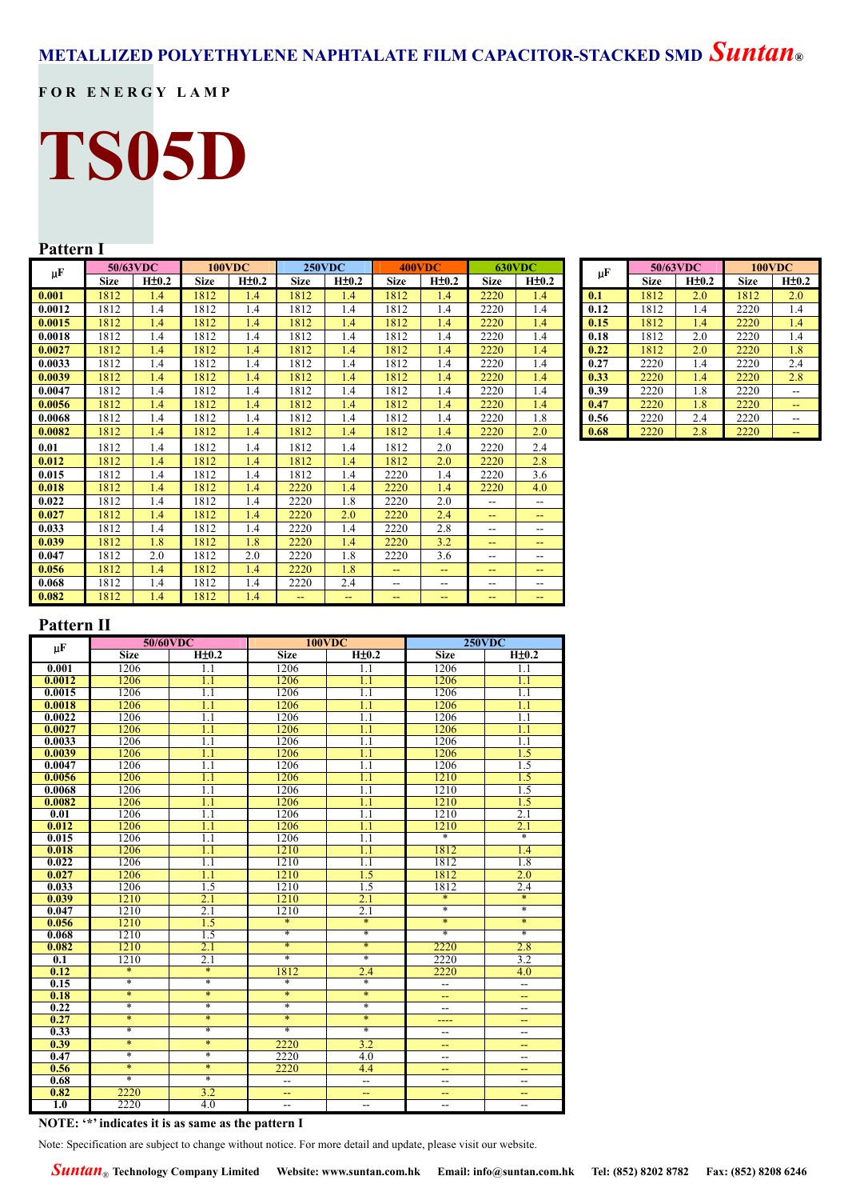# METALLIZED POLYETHYLENE NAPHTALATE FILM CAPACITOR-STACKED SMD *Suntan®*

**FOR ENERGY LAMP**

# TS05D

## Pattern I

| μF | 50/63VDC | | 100VDC | | 250VDC | | 400VDC | | 630VDC | |
|---|---|---|---|---|---|---|---|---|---|---|
| | Size | H±0.2 | Size | H±0.2 | Size | H±0.2 | Size | H±0.2 | Size | H±0.2 |
| **0.001** | 1812 | 1.4 | 1812 | 1.4 | 1812 | 1.4 | 1812 | 1.4 | 2220 | 1.4 |
| **0.0012** | 1812 | 1.4 | 1812 | 1.4 | 1812 | 1.4 | 1812 | 1.4 | 2220 | 1.4 |
| **0.0015** | 1812 | 1.4 | 1812 | 1.4 | 1812 | 1.4 | 1812 | 1.4 | 2220 | 1.4 |
| **0.0018** | 1812 | 1.4 | 1812 | 1.4 | 1812 | 1.4 | 1812 | 1.4 | 2220 | 1.4 |
| **0.0027** | 1812 | 1.4 | 1812 | 1.4 | 1812 | 1.4 | 1812 | 1.4 | 2220 | 1.4 |
| **0.0033** | 1812 | 1.4 | 1812 | 1.4 | 1812 | 1.4 | 1812 | 1.4 | 2220 | 1.4 |
| **0.0039** | 1812 | 1.4 | 1812 | 1.4 | 1812 | 1.4 | 1812 | 1.4 | 2220 | 1.4 |
| **0.0047** | 1812 | 1.4 | 1812 | 1.4 | 1812 | 1.4 | 1812 | 1.4 | 2220 | 1.4 |
| **0.0056** | 1812 | 1.4 | 1812 | 1.4 | 1812 | 1.4 | 1812 | 1.4 | 2220 | 1.4 |
| **0.0068** | 1812 | 1.4 | 1812 | 1.4 | 1812 | 1.4 | 1812 | 1.4 | 2220 | 1.8 |
| **0.0082** | 1812 | 1.4 | 1812 | 1.4 | 1812 | 1.4 | 1812 | 1.4 | 2220 | 2.0 |
| **0.01** | 1812 | 1.4 | 1812 | 1.4 | 1812 | 1.4 | 1812 | 2.0 | 2220 | 2.4 |
| **0.012** | 1812 | 1.4 | 1812 | 1.4 | 1812 | 1.4 | 1812 | 2.0 | 2220 | 2.8 |
| **0.015** | 1812 | 1.4 | 1812 | 1.4 | 1812 | 1.4 | 2220 | 1.4 | 2220 | 3.6 |
| **0.018** | 1812 | 1.4 | 1812 | 1.4 | 2220 | 1.4 | 2220 | 1.4 | 2220 | 4.0 |
| **0.022** | 1812 | 1.4 | 1812 | 1.4 | 2220 | 1.8 | 2220 | 2.0 | -- | -- |
| **0.027** | 1812 | 1.4 | 1812 | 1.4 | 2220 | 2.0 | 2220 | 2.4 | -- | -- |
| **0.033** | 1812 | 1.4 | 1812 | 1.4 | 2220 | 1.4 | 2220 | 2.8 | -- | -- |
| **0.039** | 1812 | 1.8 | 1812 | 1.8 | 2220 | 1.4 | 2220 | 3.2 | -- | -- |
| **0.047** | 1812 | 2.0 | 1812 | 2.0 | 2220 | 1.8 | 2220 | 3.6 | -- | -- |
| **0.056** | 1812 | 1.4 | 1812 | 1.4 | 2220 | 1.8 | -- | -- | -- | -- |
| **0.068** | 1812 | 1.4 | 1812 | 1.4 | 2220 | 2.4 | -- | -- | -- | -- |
| **0.082** | 1812 | 1.4 | 1812 | 1.4 | -- | -- | -- | -- | -- | -- |

| μF | 50/63VDC | | 100VDC | |
|---|---|---|---|---|
| | Size | H±0.2 | Size | H±0.2 |
| **0.1** | 1812 | 2.0 | 1812 | 2.0 |
| **0.12** | 1812 | 1.4 | 2220 | 1.4 |
| **0.15** | 1812 | 1.4 | 2220 | 1.4 |
| **0.18** | 1812 | 2.0 | 2220 | 1.4 |
| **0.22** | 1812 | 2.0 | 2220 | 1.8 |
| **0.27** | 2220 | 1.4 | 2220 | 2.4 |
| **0.33** | 2220 | 1.4 | 2220 | 2.8 |
| **0.39** | 2220 | 1.8 | 2220 | -- |
| **0.47** | 2220 | 1.8 | 2220 | -- |
| **0.56** | 2220 | 2.4 | 2220 | -- |
| **0.68** | 2220 | 2.8 | 2220 | -- |

## Pattern II

| μF | 50/60VDC | | 100VDC | | 250VDC | |
|---|---|---|---|---|---|---|
| | Size | H±0.2 | Size | H±0.2 | Size | H±0.2 |
| **0.001** | 1206 | 1.1 | 1206 | 1.1 | 1206 | 1.1 |
| **0.0012** | 1206 | 1.1 | 1206 | 1.1 | 1206 | 1.1 |
| **0.0015** | 1206 | 1.1 | 1206 | 1.1 | 1206 | 1.1 |
| **0.0018** | 1206 | 1.1 | 1206 | 1.1 | 1206 | 1.1 |
| **0.0022** | 1206 | 1.1 | 1206 | 1.1 | 1206 | 1.1 |
| **0.0027** | 1206 | 1.1 | 1206 | 1.1 | 1206 | 1.1 |
| **0.0033** | 1206 | 1.1 | 1206 | 1.1 | 1206 | 1.1 |
| **0.0039** | 1206 | 1.1 | 1206 | 1.1 | 1206 | 1.5 |
| **0.0047** | 1206 | 1.1 | 1206 | 1.1 | 1206 | 1.5 |
| **0.0056** | 1206 | 1.1 | 1206 | 1.1 | 1210 | 1.5 |
| **0.0068** | 1206 | 1.1 | 1206 | 1.1 | 1210 | 1.5 |
| **0.0082** | 1206 | 1.1 | 1206 | 1.1 | 1210 | 1.5 |
| **0.01** | 1206 | 1.1 | 1206 | 1.1 | 1210 | 2.1 |
| **0.012** | 1206 | 1.1 | 1206 | 1.1 | 1210 | 2.1 |
| **0.015** | 1206 | 1.1 | 1206 | 1.1 | * | * |
| **0.018** | 1206 | 1.1 | 1210 | 1.1 | 1812 | 1.4 |
| **0.022** | 1206 | 1.1 | 1210 | 1.1 | 1812 | 1.8 |
| **0.027** | 1206 | 1.1 | 1210 | 1.5 | 1812 | 2.0 |
| **0.033** | 1206 | 1.5 | 1210 | 1.5 | 1812 | 2.4 |
| **0.039** | 1210 | 2.1 | 1210 | 2.1 | * | * |
| **0.047** | 1210 | 2.1 | 1210 | 2.1 | * | * |
| **0.056** | 1210 | 1.5 | * | * | * | * |
| **0.068** | 1210 | 1.5 | * | * | * | * |
| **0.082** | 1210 | 2.1 | * | * | 2220 | 2.8 |
| **0.1** | 1210 | 2.1 | * | * | 2220 | 3.2 |
| **0.12** | * | * | 1812 | 2.4 | 2220 | 4.0 |
| **0.15** | * | * | * | * | -- | -- |
| **0.18** | * | * | * | * | -- | -- |
| **0.22** | * | * | * | * | -- | -- |
| **0.27** | * | * | * | * | ---- | -- |
| **0.33** | * | * | * | * | -- | -- |
| **0.39** | * | * | 2220 | 3.2 | -- | -- |
| **0.47** | * | * | 2220 | 4.0 | -- | -- |
| **0.56** | * | * | 2220 | 4.4 | -- | -- |
| **0.68** | * | * | -- | -- | -- | -- |
| **0.82** | 2220 | 3.2 | -- | -- | -- | -- |
| **1.0** | 2220 | 4.0 | -- | -- | -- | -- |

**NOTE: '*' indicates it is as same as the pattern I**

Note: Specification are subject to change without notice. For more detail and update, please visit our website.

*Suntan®* Technology Company Limited    Website: www.suntan.com.hk    Email: info@suntan.com.hk    Tel: (852) 8202 8782    Fax: (852) 8208 6246